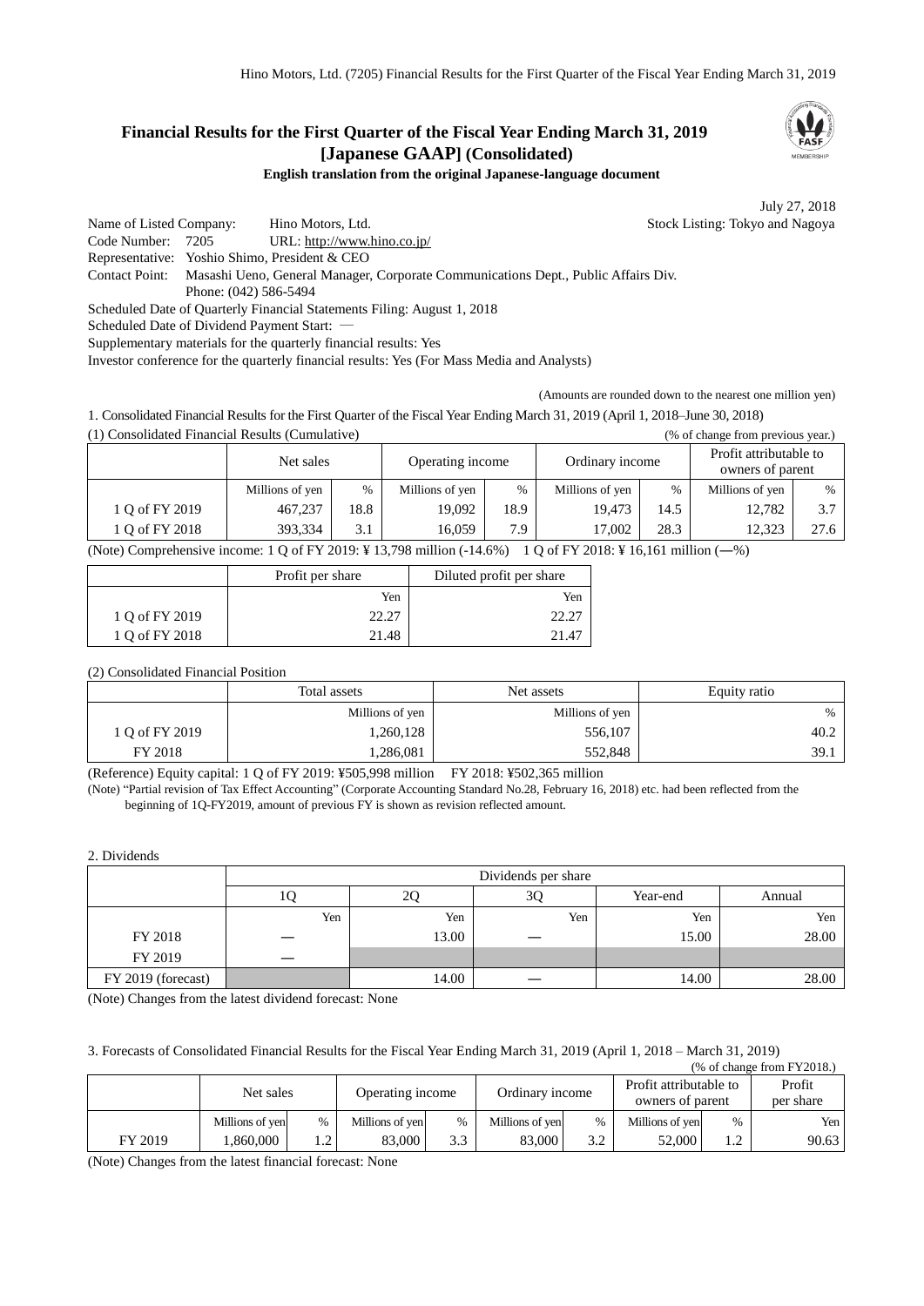# Financial Results for the First Quarter of the Fiscal Year Ending March 31, 2019 [Japanese GAAP] (Consolidated)

**English translation from the original Japanese-language document**

July 27, 2018

Name of Listed Company: Hino Motors, Ltd. Stock Listing: Tokyo and Nagoya
Code Number: 7205 URL: http://www.hino.co.jp/
Representative: Yoshio Shimo, President & CEO
Contact Point: Masashi Ueno, General Manager, Corporate Communications Dept., Public Affairs Div.
Phone: (042) 586-5494
Scheduled Date of Quarterly Financial Statements Filing: August 1, 2018
Scheduled Date of Dividend Payment Start: —
Supplementary materials for the quarterly financial results: Yes
Investor conference for the quarterly financial results: Yes (For Mass Media and Analysts)

(Amounts are rounded down to the nearest one million yen)

1. Consolidated Financial Results for the First Quarter of the Fiscal Year Ending March 31, 2019 (April 1, 2018–June 30, 2018)

(1) Consolidated Financial Results (Cumulative) (% of change from previous year.)

| | Net sales | | Operating income | | Ordinary income | | Profit attributable to owners of parent | |
|---|---|---|---|---|---|---|---|---|
| | Millions of yen | % | Millions of yen | % | Millions of yen | % | Millions of yen | % |
| 1 Q of FY 2019 | 467,237 | 18.8 | 19,092 | 18.9 | 19,473 | 14.5 | 12,782 | 3.7 |
| 1 Q of FY 2018 | 393,334 | 3.1 | 16,059 | 7.9 | 17,002 | 28.3 | 12,323 | 27.6 |

(Note) Comprehensive income: 1 Q of FY 2019: ¥ 13,798 million (-14.6%) 1 Q of FY 2018: ¥ 16,161 million (—%)

| | Profit per share | Diluted profit per share |
|---|---|---|
| | Yen | Yen |
| 1 Q of FY 2019 | 22.27 | 22.27 |
| 1 Q of FY 2018 | 21.48 | 21.47 |

(2) Consolidated Financial Position

| | Total assets | Net assets | Equity ratio |
|---|---|---|---|
| | Millions of yen | Millions of yen | % |
| 1 Q of FY 2019 | 1,260,128 | 556,107 | 40.2 |
| FY 2018 | 1,286,081 | 552,848 | 39.1 |

(Reference) Equity capital: 1 Q of FY 2019: ¥505,998 million FY 2018: ¥502,365 million

(Note) "Partial revision of Tax Effect Accounting" (Corporate Accounting Standard No.28, February 16, 2018) etc. had been reflected from the beginning of 1Q-FY2019, amount of previous FY is shown as revision reflected amount.

2. Dividends

| | Dividends per share | | | | |
|---|---|---|---|---|---|
| | 1Q | 2Q | 3Q | Year-end | Annual |
| | Yen | Yen | Yen | Yen | Yen |
| FY 2018 | — | 13.00 | — | 15.00 | 28.00 |
| FY 2019 | — | | | | |
| FY 2019 (forecast) | | 14.00 | — | 14.00 | 28.00 |

(Note) Changes from the latest dividend forecast: None

3. Forecasts of Consolidated Financial Results for the Fiscal Year Ending March 31, 2019 (April 1, 2018 – March 31, 2019)

(% of change from FY2018.)

| | Net sales | | Operating income | | Ordinary income | | Profit attributable to owners of parent | | Profit per share |
|---|---|---|---|---|---|---|---|---|---|
| | Millions of yen | % | Millions of yen | % | Millions of yen | % | Millions of yen | % | Yen |
| FY 2019 | 1,860,000 | 1.2 | 83,000 | 3.3 | 83,000 | 3.2 | 52,000 | 1.2 | 90.63 |

(Note) Changes from the latest financial forecast: None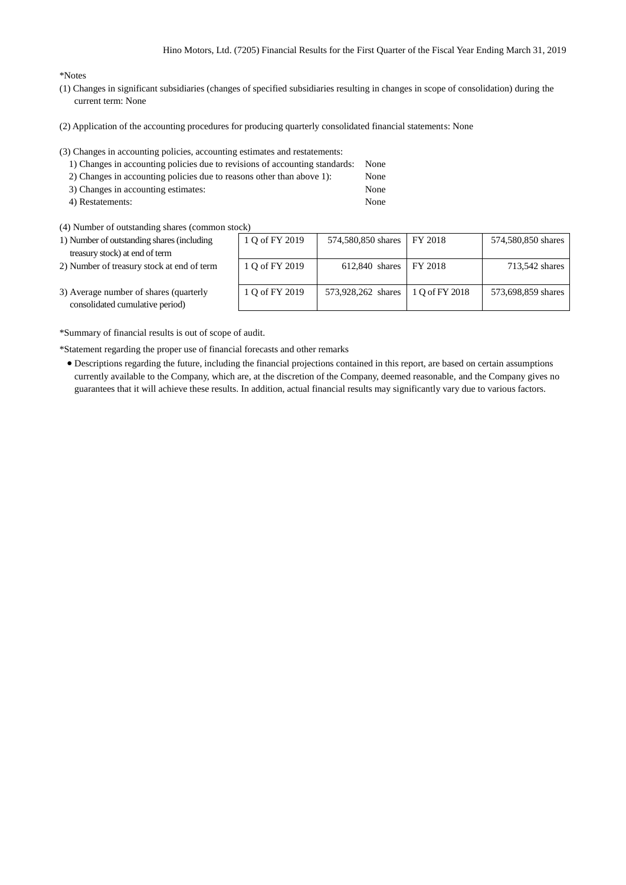*Notes

(1) Changes in significant subsidiaries (changes of specified subsidiaries resulting in changes in scope of consolidation) during the current term: None

(2) Application of the accounting procedures for producing quarterly consolidated financial statements: None

(3) Changes in accounting policies, accounting estimates and restatements:

1) Changes in accounting policies due to revisions of accounting standards: None
2) Changes in accounting policies due to reasons other than above 1): None
3) Changes in accounting estimates: None
4) Restatements: None

(4) Number of outstanding shares (common stock)

| | | | | |
|---|---|---|---|---|
| 1) Number of outstanding shares (including treasury stock) at end of term | 1 Q of FY 2019 | 574,580,850 shares | FY 2018 | 574,580,850 shares |
| 2) Number of treasury stock at end of term | 1 Q of FY 2019 | 612,840 shares | FY 2018 | 713,542 shares |
| 3) Average number of shares (quarterly consolidated cumulative period) | 1 Q of FY 2019 | 573,928,262 shares | 1 Q of FY 2018 | 573,698,859 shares |

*Summary of financial results is out of scope of audit.

*Statement regarding the proper use of financial forecasts and other remarks

- Descriptions regarding the future, including the financial projections contained in this report, are based on certain assumptions currently available to the Company, which are, at the discretion of the Company, deemed reasonable, and the Company gives no guarantees that it will achieve these results. In addition, actual financial results may significantly vary due to various factors.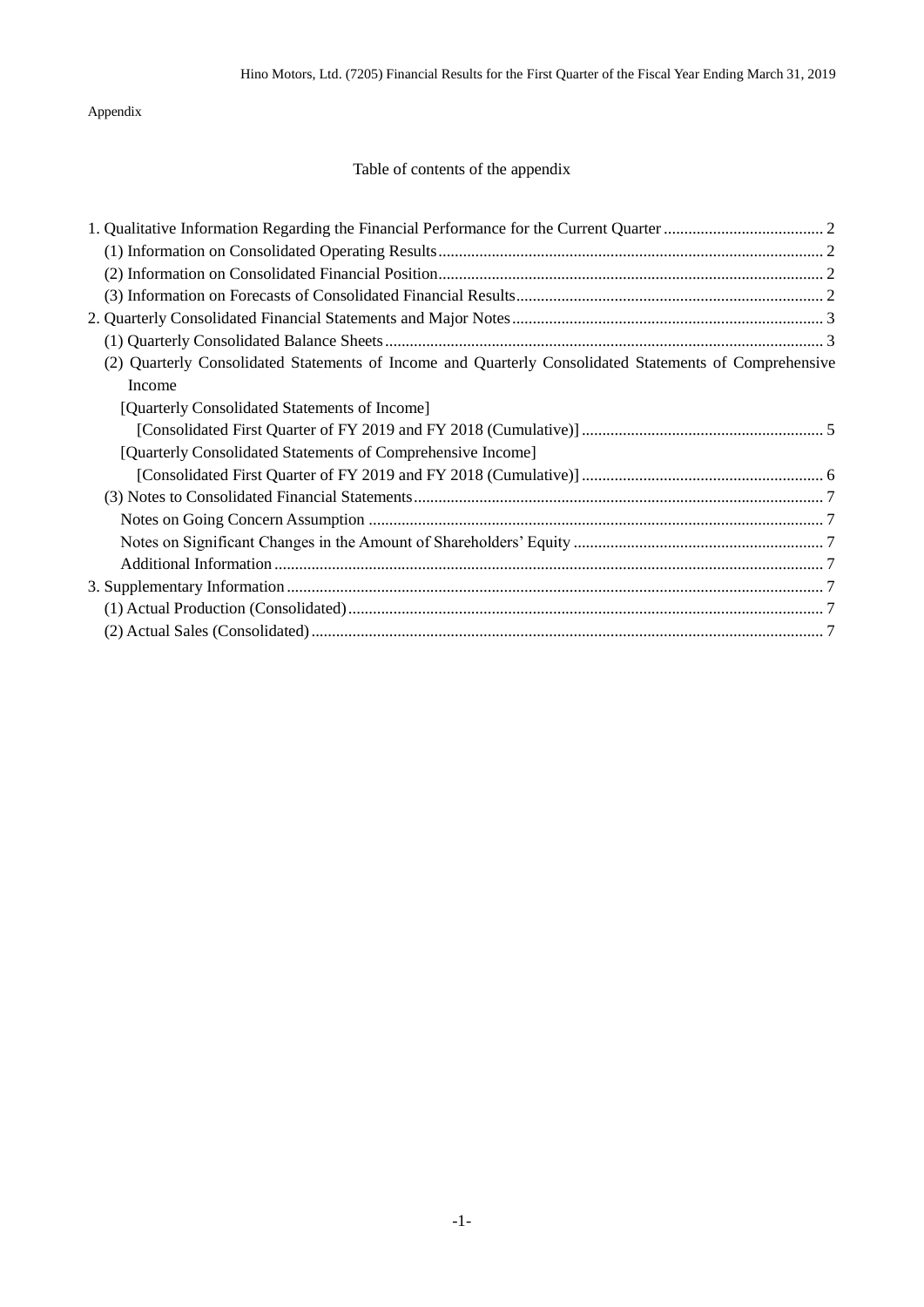Appendix

Table of contents of the appendix

1. Qualitative Information Regarding the Financial Performance for the Current Quarter ....................................... 2
   (1) Information on Consolidated Operating Results ............................................................................................ 2
   (2) Information on Consolidated Financial Position ............................................................................................ 2
   (3) Information on Forecasts of Consolidated Financial Results .......................................................................... 2
2. Quarterly Consolidated Financial Statements and Major Notes ........................................................................... 3
   (1) Quarterly Consolidated Balance Sheets .......................................................................................................... 3
   (2) Quarterly Consolidated Statements of Income and Quarterly Consolidated Statements of Comprehensive Income
      [Quarterly Consolidated Statements of Income]
         [Consolidated First Quarter of FY 2019 and FY 2018 (Cumulative)] .......................................................... 5
      [Quarterly Consolidated Statements of Comprehensive Income]
         [Consolidated First Quarter of FY 2019 and FY 2018 (Cumulative)] .......................................................... 6
   (3) Notes to Consolidated Financial Statements ................................................................................................... 7
      Notes on Going Concern Assumption .............................................................................................................. 7
      Notes on Significant Changes in the Amount of Shareholders' Equity ............................................................ 7
      Additional Information .................................................................................................................................... 7
3. Supplementary Information ................................................................................................................................ 7
   (1) Actual Production (Consolidated) .................................................................................................................. 7
   (2) Actual Sales (Consolidated) ........................................................................................................................... 7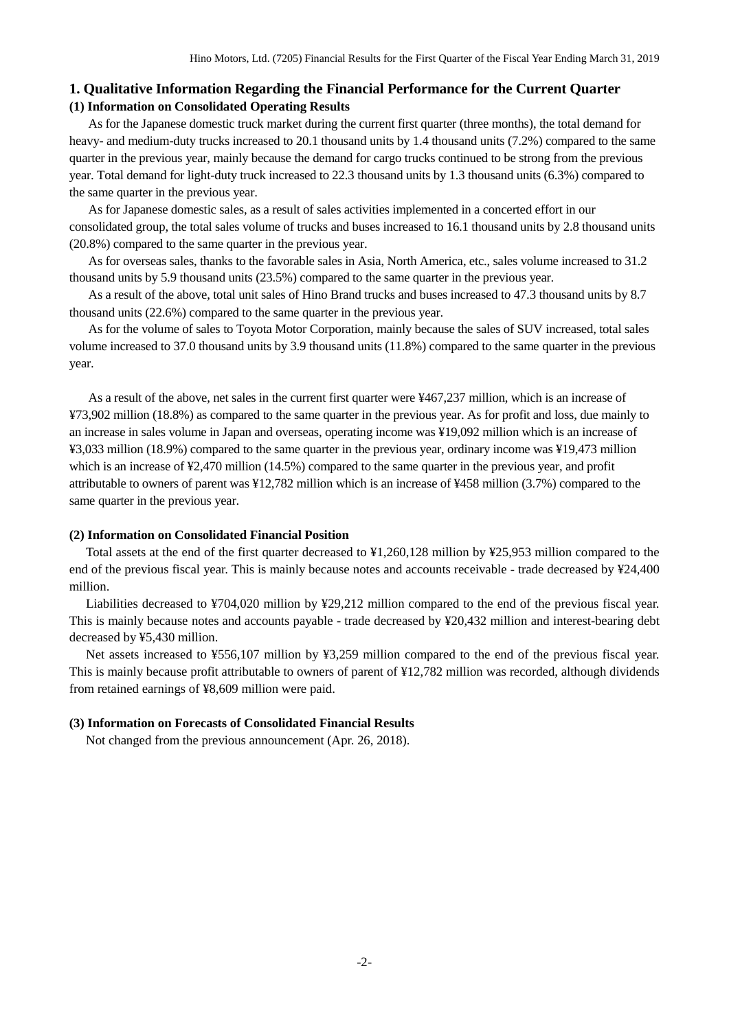# 1. Qualitative Information Regarding the Financial Performance for the Current Quarter

## (1) Information on Consolidated Operating Results

As for the Japanese domestic truck market during the current first quarter (three months), the total demand for heavy- and medium-duty trucks increased to 20.1 thousand units by 1.4 thousand units (7.2%) compared to the same quarter in the previous year, mainly because the demand for cargo trucks continued to be strong from the previous year. Total demand for light-duty truck increased to 22.3 thousand units by 1.3 thousand units (6.3%) compared to the same quarter in the previous year.

As for Japanese domestic sales, as a result of sales activities implemented in a concerted effort in our consolidated group, the total sales volume of trucks and buses increased to 16.1 thousand units by 2.8 thousand units (20.8%) compared to the same quarter in the previous year.

As for overseas sales, thanks to the favorable sales in Asia, North America, etc., sales volume increased to 31.2 thousand units by 5.9 thousand units (23.5%) compared to the same quarter in the previous year.

As a result of the above, total unit sales of Hino Brand trucks and buses increased to 47.3 thousand units by 8.7 thousand units (22.6%) compared to the same quarter in the previous year.

As for the volume of sales to Toyota Motor Corporation, mainly because the sales of SUV increased, total sales volume increased to 37.0 thousand units by 3.9 thousand units (11.8%) compared to the same quarter in the previous year.

As a result of the above, net sales in the current first quarter were ¥467,237 million, which is an increase of ¥73,902 million (18.8%) as compared to the same quarter in the previous year. As for profit and loss, due mainly to an increase in sales volume in Japan and overseas, operating income was ¥19,092 million which is an increase of ¥3,033 million (18.9%) compared to the same quarter in the previous year, ordinary income was ¥19,473 million which is an increase of ¥2,470 million (14.5%) compared to the same quarter in the previous year, and profit attributable to owners of parent was ¥12,782 million which is an increase of ¥458 million (3.7%) compared to the same quarter in the previous year.

## (2) Information on Consolidated Financial Position

Total assets at the end of the first quarter decreased to ¥1,260,128 million by ¥25,953 million compared to the end of the previous fiscal year. This is mainly because notes and accounts receivable - trade decreased by ¥24,400 million.

Liabilities decreased to ¥704,020 million by ¥29,212 million compared to the end of the previous fiscal year. This is mainly because notes and accounts payable - trade decreased by ¥20,432 million and interest-bearing debt decreased by ¥5,430 million.

Net assets increased to ¥556,107 million by ¥3,259 million compared to the end of the previous fiscal year. This is mainly because profit attributable to owners of parent of ¥12,782 million was recorded, although dividends from retained earnings of ¥8,609 million were paid.

## (3) Information on Forecasts of Consolidated Financial Results

Not changed from the previous announcement (Apr. 26, 2018).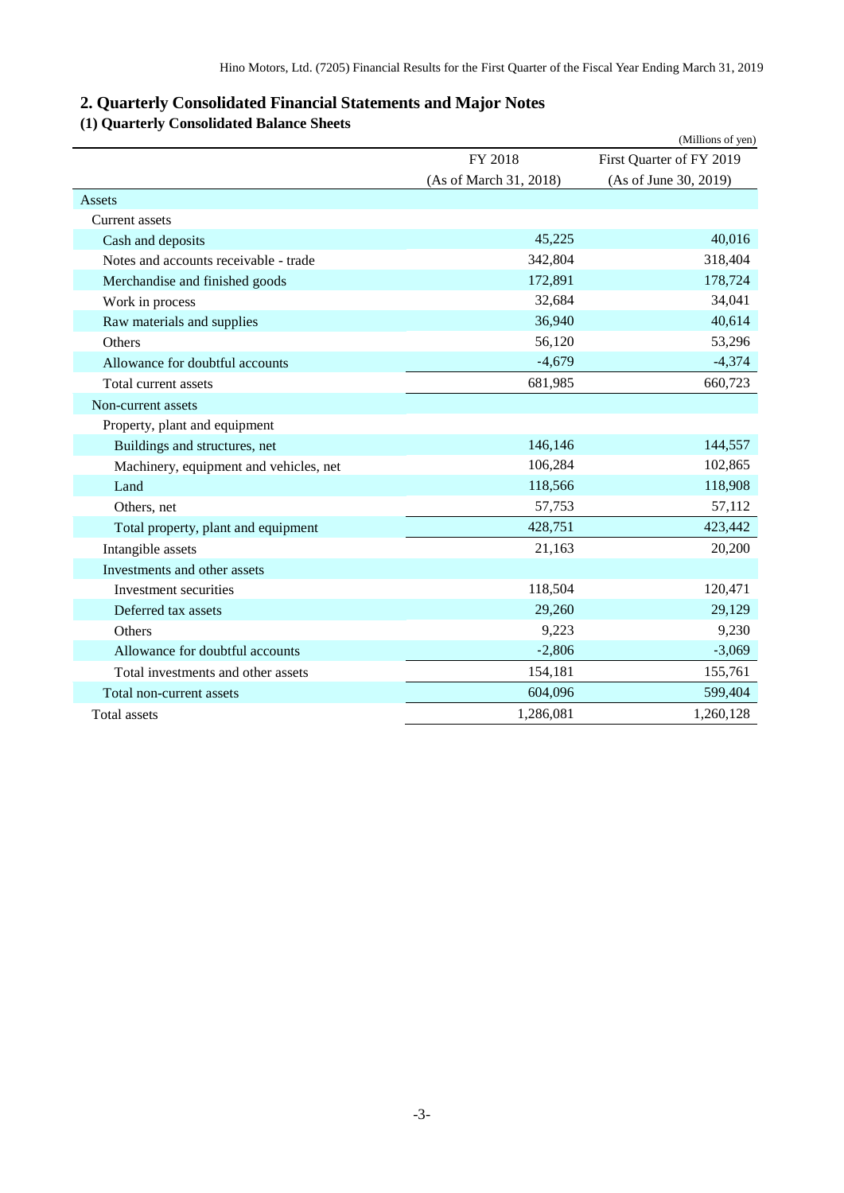## 2. Quarterly Consolidated Financial Statements and Major Notes

### (1) Quarterly Consolidated Balance Sheets

(Millions of yen)

| | FY 2018 (As of March 31, 2018) | First Quarter of FY 2019 (As of June 30, 2019) |
|---|---|---|
| Assets | | |
| Current assets | | |
| Cash and deposits | 45,225 | 40,016 |
| Notes and accounts receivable - trade | 342,804 | 318,404 |
| Merchandise and finished goods | 172,891 | 178,724 |
| Work in process | 32,684 | 34,041 |
| Raw materials and supplies | 36,940 | 40,614 |
| Others | 56,120 | 53,296 |
| Allowance for doubtful accounts | -4,679 | -4,374 |
| Total current assets | 681,985 | 660,723 |
| Non-current assets | | |
| Property, plant and equipment | | |
| Buildings and structures, net | 146,146 | 144,557 |
| Machinery, equipment and vehicles, net | 106,284 | 102,865 |
| Land | 118,566 | 118,908 |
| Others, net | 57,753 | 57,112 |
| Total property, plant and equipment | 428,751 | 423,442 |
| Intangible assets | 21,163 | 20,200 |
| Investments and other assets | | |
| Investment securities | 118,504 | 120,471 |
| Deferred tax assets | 29,260 | 29,129 |
| Others | 9,223 | 9,230 |
| Allowance for doubtful accounts | -2,806 | -3,069 |
| Total investments and other assets | 154,181 | 155,761 |
| Total non-current assets | 604,096 | 599,404 |
| Total assets | 1,286,081 | 1,260,128 |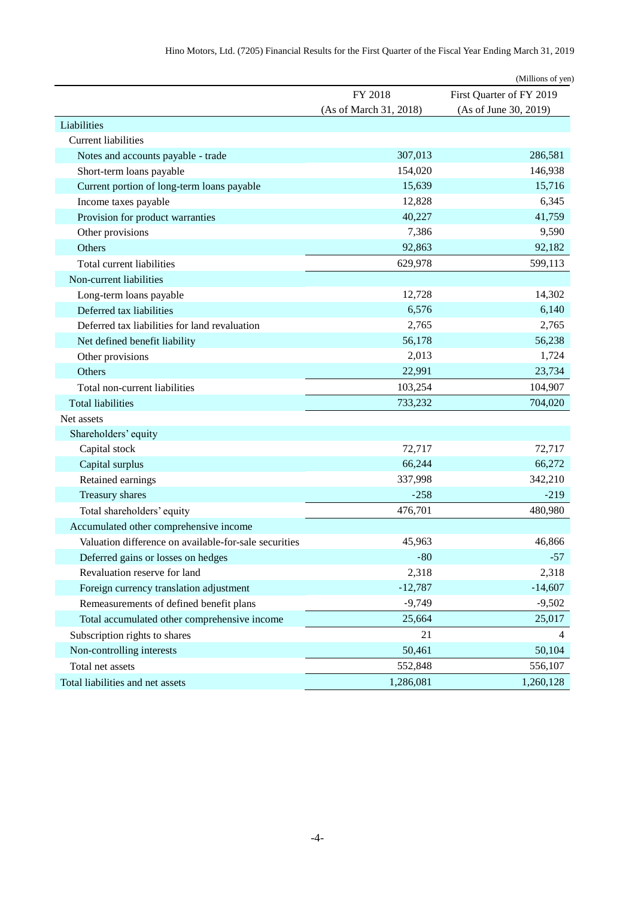(Millions of yen)

| | FY 2018 (As of March 31, 2018) | First Quarter of FY 2019 (As of June 30, 2019) |
|---|---|---|
| Liabilities | | |
| Current liabilities | | |
| Notes and accounts payable - trade | 307,013 | 286,581 |
| Short-term loans payable | 154,020 | 146,938 |
| Current portion of long-term loans payable | 15,639 | 15,716 |
| Income taxes payable | 12,828 | 6,345 |
| Provision for product warranties | 40,227 | 41,759 |
| Other provisions | 7,386 | 9,590 |
| Others | 92,863 | 92,182 |
| Total current liabilities | 629,978 | 599,113 |
| Non-current liabilities | | |
| Long-term loans payable | 12,728 | 14,302 |
| Deferred tax liabilities | 6,576 | 6,140 |
| Deferred tax liabilities for land revaluation | 2,765 | 2,765 |
| Net defined benefit liability | 56,178 | 56,238 |
| Other provisions | 2,013 | 1,724 |
| Others | 22,991 | 23,734 |
| Total non-current liabilities | 103,254 | 104,907 |
| Total liabilities | 733,232 | 704,020 |
| Net assets | | |
| Shareholders' equity | | |
| Capital stock | 72,717 | 72,717 |
| Capital surplus | 66,244 | 66,272 |
| Retained earnings | 337,998 | 342,210 |
| Treasury shares | -258 | -219 |
| Total shareholders' equity | 476,701 | 480,980 |
| Accumulated other comprehensive income | | |
| Valuation difference on available-for-sale securities | 45,963 | 46,866 |
| Deferred gains or losses on hedges | -80 | -57 |
| Revaluation reserve for land | 2,318 | 2,318 |
| Foreign currency translation adjustment | -12,787 | -14,607 |
| Remeasurements of defined benefit plans | -9,749 | -9,502 |
| Total accumulated other comprehensive income | 25,664 | 25,017 |
| Subscription rights to shares | 21 | 4 |
| Non-controlling interests | 50,461 | 50,104 |
| Total net assets | 552,848 | 556,107 |
| Total liabilities and net assets | 1,286,081 | 1,260,128 |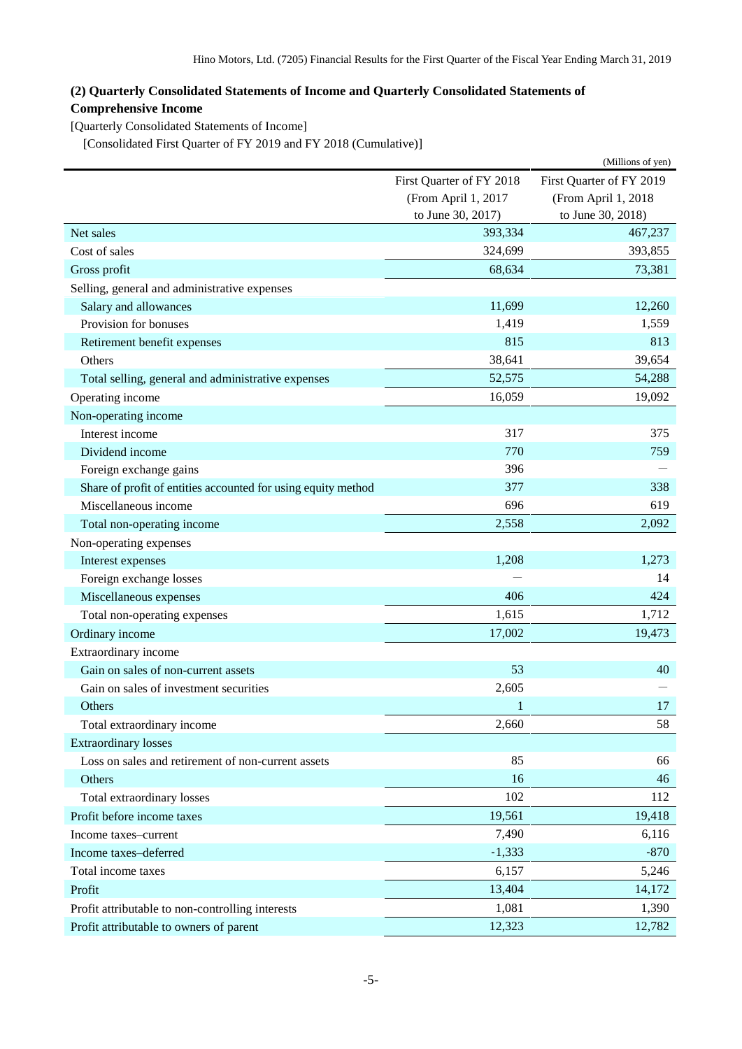### (2) Quarterly Consolidated Statements of Income and Quarterly Consolidated Statements of Comprehensive Income

[Quarterly Consolidated Statements of Income]

[Consolidated First Quarter of FY 2019 and FY 2018 (Cumulative)]

(Millions of yen)

| | First Quarter of FY 2018 (From April 1, 2017 to June 30, 2017) | First Quarter of FY 2019 (From April 1, 2018 to June 30, 2018) |
|---|---|---|
| Net sales | 393,334 | 467,237 |
| Cost of sales | 324,699 | 393,855 |
| Gross profit | 68,634 | 73,381 |
| Selling, general and administrative expenses | | |
| Salary and allowances | 11,699 | 12,260 |
| Provision for bonuses | 1,419 | 1,559 |
| Retirement benefit expenses | 815 | 813 |
| Others | 38,641 | 39,654 |
| Total selling, general and administrative expenses | 52,575 | 54,288 |
| Operating income | 16,059 | 19,092 |
| Non-operating income | | |
| Interest income | 317 | 375 |
| Dividend income | 770 | 759 |
| Foreign exchange gains | 396 | — |
| Share of profit of entities accounted for using equity method | 377 | 338 |
| Miscellaneous income | 696 | 619 |
| Total non-operating income | 2,558 | 2,092 |
| Non-operating expenses | | |
| Interest expenses | 1,208 | 1,273 |
| Foreign exchange losses | — | 14 |
| Miscellaneous expenses | 406 | 424 |
| Total non-operating expenses | 1,615 | 1,712 |
| Ordinary income | 17,002 | 19,473 |
| Extraordinary income | | |
| Gain on sales of non-current assets | 53 | 40 |
| Gain on sales of investment securities | 2,605 | — |
| Others | 1 | 17 |
| Total extraordinary income | 2,660 | 58 |
| Extraordinary losses | | |
| Loss on sales and retirement of non-current assets | 85 | 66 |
| Others | 16 | 46 |
| Total extraordinary losses | 102 | 112 |
| Profit before income taxes | 19,561 | 19,418 |
| Income taxes–current | 7,490 | 6,116 |
| Income taxes–deferred | -1,333 | -870 |
| Total income taxes | 6,157 | 5,246 |
| Profit | 13,404 | 14,172 |
| Profit attributable to non-controlling interests | 1,081 | 1,390 |
| Profit attributable to owners of parent | 12,323 | 12,782 |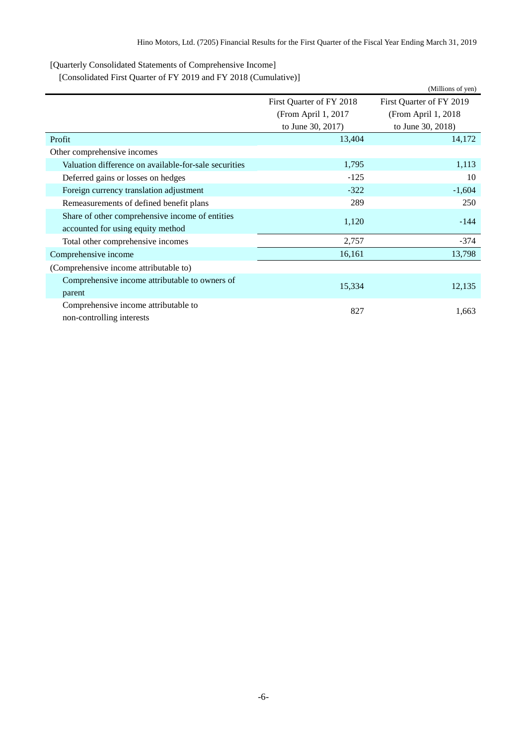[Quarterly Consolidated Statements of Comprehensive Income]

[Consolidated First Quarter of FY 2019 and FY 2018 (Cumulative)]

(Millions of yen)

| | First Quarter of FY 2018 (From April 1, 2017 to June 30, 2017) | First Quarter of FY 2019 (From April 1, 2018 to June 30, 2018) |
|---|---|---|
| Profit | 13,404 | 14,172 |
| Other comprehensive incomes | | |
| Valuation difference on available-for-sale securities | 1,795 | 1,113 |
| Deferred gains or losses on hedges | -125 | 10 |
| Foreign currency translation adjustment | -322 | -1,604 |
| Remeasurements of defined benefit plans | 289 | 250 |
| Share of other comprehensive income of entities accounted for using equity method | 1,120 | -144 |
| Total other comprehensive incomes | 2,757 | -374 |
| Comprehensive income | 16,161 | 13,798 |
| (Comprehensive income attributable to) | | |
| Comprehensive income attributable to owners of parent | 15,334 | 12,135 |
| Comprehensive income attributable to non-controlling interests | 827 | 1,663 |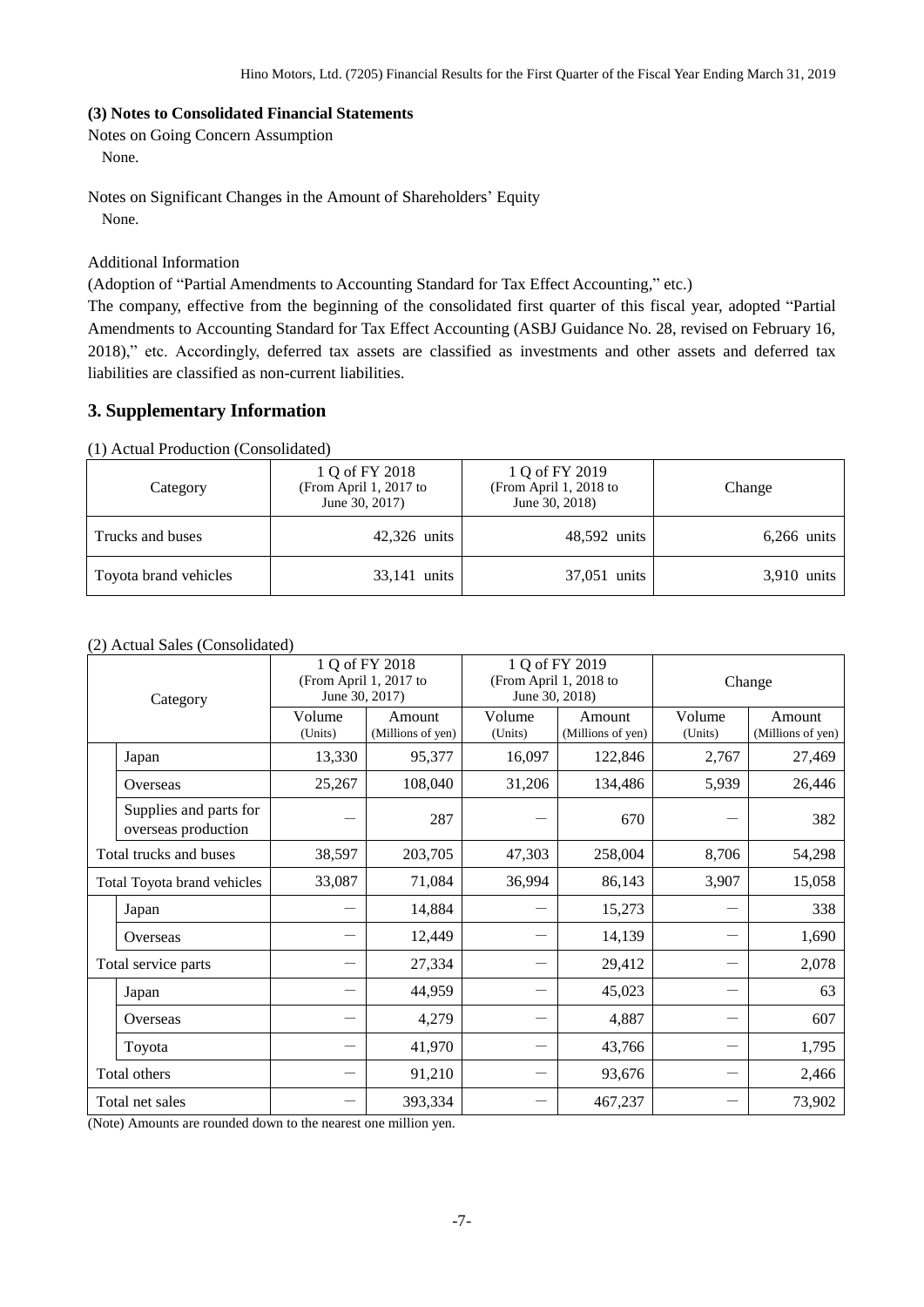**(3) Notes to Consolidated Financial Statements**

Notes on Going Concern Assumption

None.

Notes on Significant Changes in the Amount of Shareholders' Equity

None.

Additional Information

(Adoption of "Partial Amendments to Accounting Standard for Tax Effect Accounting," etc.)

The company, effective from the beginning of the consolidated first quarter of this fiscal year, adopted "Partial Amendments to Accounting Standard for Tax Effect Accounting (ASBJ Guidance No. 28, revised on February 16, 2018)," etc. Accordingly, deferred tax assets are classified as investments and other assets and deferred tax liabilities are classified as non-current liabilities.

## 3. Supplementary Information

(1) Actual Production (Consolidated)

| Category | 1 Q of FY 2018 (From April 1, 2017 to June 30, 2017) | 1 Q of FY 2019 (From April 1, 2018 to June 30, 2018) | Change |
|---|---|---|---|
| Trucks and buses | 42,326 units | 48,592 units | 6,266 units |
| Toyota brand vehicles | 33,141 units | 37,051 units | 3,910 units |

(2) Actual Sales (Consolidated)

| Category | | 1 Q of FY 2018 (From April 1, 2017 to June 30, 2017) | | 1 Q of FY 2019 (From April 1, 2018 to June 30, 2018) | | Change | |
|---|---|---|---|---|---|---|---|
| | | Volume (Units) | Amount (Millions of yen) | Volume (Units) | Amount (Millions of yen) | Volume (Units) | Amount (Millions of yen) |
| | Japan | 13,330 | 95,377 | 16,097 | 122,846 | 2,767 | 27,469 |
| | Overseas | 25,267 | 108,040 | 31,206 | 134,486 | 5,939 | 26,446 |
| | Supplies and parts for overseas production | — | 287 | — | 670 | — | 382 |
| Total trucks and buses | | 38,597 | 203,705 | 47,303 | 258,004 | 8,706 | 54,298 |
| Total Toyota brand vehicles | | 33,087 | 71,084 | 36,994 | 86,143 | 3,907 | 15,058 |
| | Japan | — | 14,884 | — | 15,273 | — | 338 |
| | Overseas | — | 12,449 | — | 14,139 | — | 1,690 |
| Total service parts | | — | 27,334 | — | 29,412 | — | 2,078 |
| | Japan | — | 44,959 | — | 45,023 | — | 63 |
| | Overseas | — | 4,279 | — | 4,887 | — | 607 |
| | Toyota | — | 41,970 | — | 43,766 | — | 1,795 |
| Total others | | — | 91,210 | — | 93,676 | — | 2,466 |
| Total net sales | | — | 393,334 | — | 467,237 | — | 73,902 |

(Note) Amounts are rounded down to the nearest one million yen.